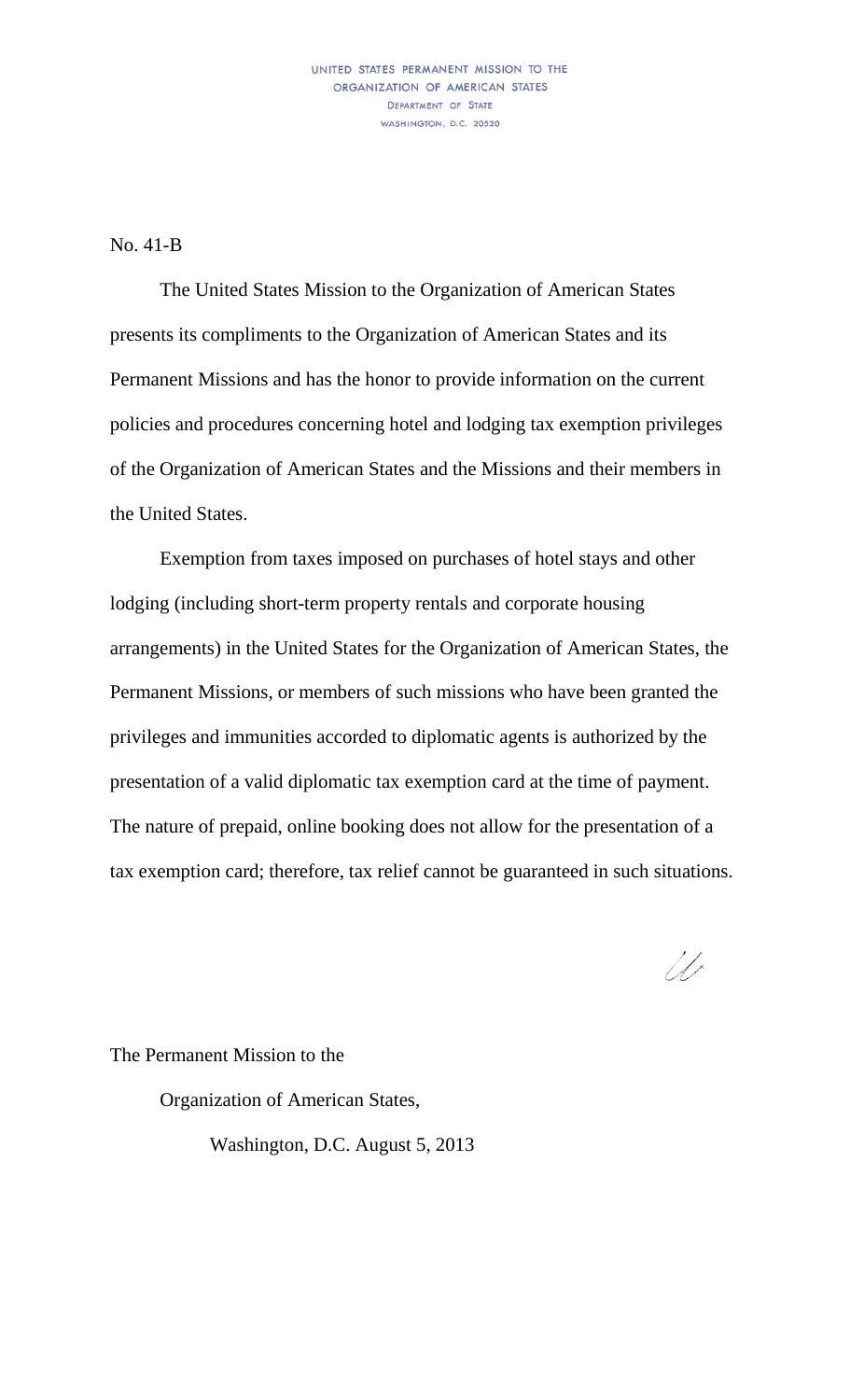UNITED STATES PERMANENT MISSION TO THE
ORGANIZATION OF AMERICAN STATES
DEPARTMENT OF STATE
WASHINGTON, D.C. 20520

No. 41-B

The United States Mission to the Organization of American States presents its compliments to the Organization of American States and its Permanent Missions and has the honor to provide information on the current policies and procedures concerning hotel and lodging tax exemption privileges of the Organization of American States and the Missions and their members in the United States.

Exemption from taxes imposed on purchases of hotel stays and other lodging (including short-term property rentals and corporate housing arrangements) in the United States for the Organization of American States, the Permanent Missions, or members of such missions who have been granted the privileges and immunities accorded to diplomatic agents is authorized by the presentation of a valid diplomatic tax exemption card at the time of payment. The nature of prepaid, online booking does not allow for the presentation of a tax exemption card; therefore, tax relief cannot be guaranteed in such situations.

The Permanent Mission to the

Organization of American States,

Washington, D.C. August 5, 2013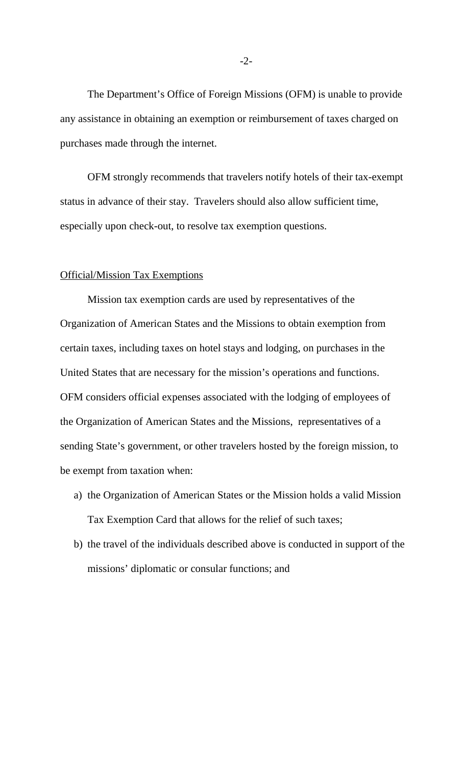The Department's Office of Foreign Missions (OFM) is unable to provide any assistance in obtaining an exemption or reimbursement of taxes charged on purchases made through the internet.

OFM strongly recommends that travelers notify hotels of their tax-exempt status in advance of their stay. Travelers should also allow sufficient time, especially upon check-out, to resolve tax exemption questions.

<u>Official/Mission Tax Exemptions</u>

Mission tax exemption cards are used by representatives of the Organization of American States and the Missions to obtain exemption from certain taxes, including taxes on hotel stays and lodging, on purchases in the United States that are necessary for the mission's operations and functions. OFM considers official expenses associated with the lodging of employees of the Organization of American States and the Missions, representatives of a sending State's government, or other travelers hosted by the foreign mission, to be exempt from taxation when:

a) the Organization of American States or the Mission holds a valid Mission Tax Exemption Card that allows for the relief of such taxes;
b) the travel of the individuals described above is conducted in support of the missions' diplomatic or consular functions; and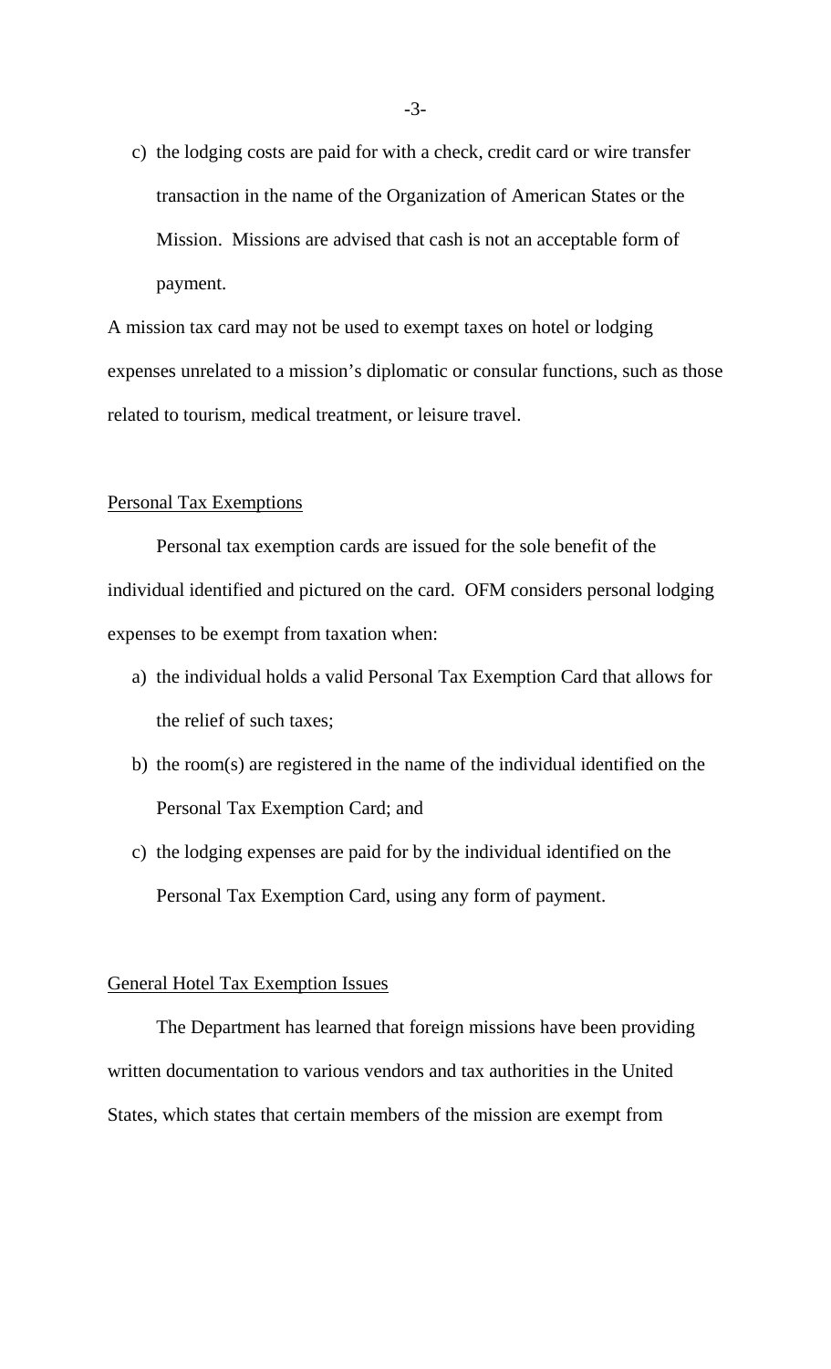c) the lodging costs are paid for with a check, credit card or wire transfer transaction in the name of the Organization of American States or the Mission. Missions are advised that cash is not an acceptable form of payment.

A mission tax card may not be used to exempt taxes on hotel or lodging expenses unrelated to a mission's diplomatic or consular functions, such as those related to tourism, medical treatment, or leisure travel.

## Personal Tax Exemptions

Personal tax exemption cards are issued for the sole benefit of the individual identified and pictured on the card. OFM considers personal lodging expenses to be exempt from taxation when:

a) the individual holds a valid Personal Tax Exemption Card that allows for the relief of such taxes;

b) the room(s) are registered in the name of the individual identified on the Personal Tax Exemption Card; and

c) the lodging expenses are paid for by the individual identified on the Personal Tax Exemption Card, using any form of payment.

## General Hotel Tax Exemption Issues

The Department has learned that foreign missions have been providing written documentation to various vendors and tax authorities in the United States, which states that certain members of the mission are exempt from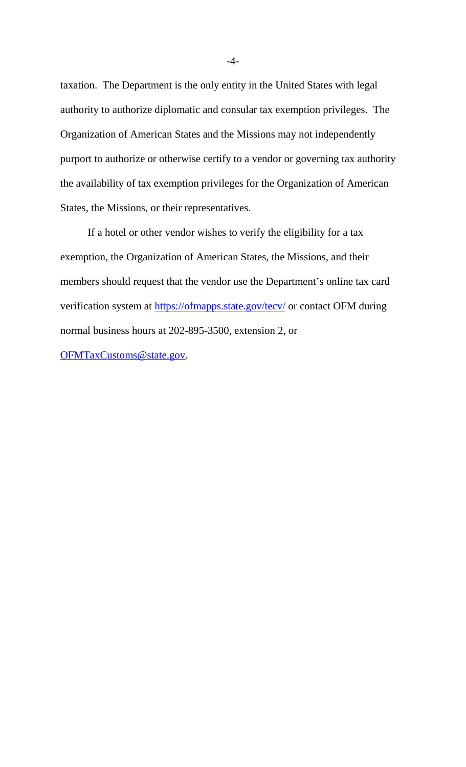taxation. The Department is the only entity in the United States with legal authority to authorize diplomatic and consular tax exemption privileges. The Organization of American States and the Missions may not independently purport to authorize or otherwise certify to a vendor or governing tax authority the availability of tax exemption privileges for the Organization of American States, the Missions, or their representatives.

If a hotel or other vendor wishes to verify the eligibility for a tax exemption, the Organization of American States, the Missions, and their members should request that the vendor use the Department's online tax card verification system at [https://ofmapps.state.gov/tecv/](https://ofmapps.state.gov/tecv/) or contact OFM during normal business hours at 202-895-3500, extension 2, or [OFMTaxCustoms@state.gov](mailto:OFMTaxCustoms@state.gov).